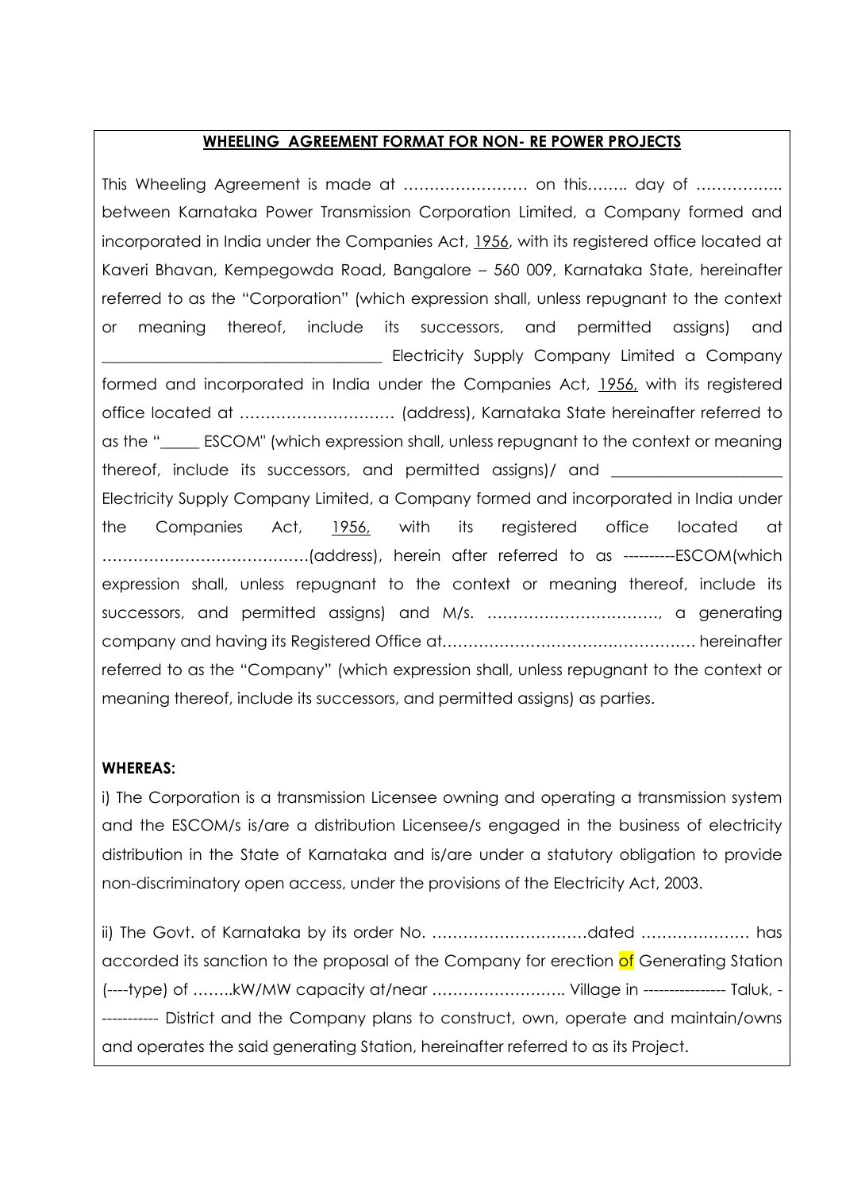**WHEELING AGREEMENT FORMAT FOR NON- RE POWER PROJECTS**

This Wheeling Agreement is made at …………………… on this…….. day of …………….. between Karnataka Power Transmission Corporation Limited, a Company formed and incorporated in India under the Companies Act, 1956, with its registered office located at Kaveri Bhavan, Kempegowda Road, Bangalore – 560 009, Karnataka State, hereinafter referred to as the "Corporation" (which expression shall, unless repugnant to the context or meaning thereof, include its successors, and permitted assigns) and ______________________________ Electricity Supply Company Limited a Company formed and incorporated in India under the Companies Act, 1956, with its registered office located at ………………………… (address), Karnataka State hereinafter referred to as the "_____ ESCOM" (which expression shall, unless repugnant to the context or meaning thereof, include its successors, and permitted assigns)/ and ____________________ Electricity Supply Company Limited, a Company formed and incorporated in India under the Companies Act, 1956, with its registered office located at …………………………………(address), herein after referred to as ----------ESCOM(which expression shall, unless repugnant to the context or meaning thereof, include its successors, and permitted assigns) and M/s. ……………………………, a generating company and having its Registered Office at…………………………………………… hereinafter referred to as the "Company" (which expression shall, unless repugnant to the context or meaning thereof, include its successors, and permitted assigns) as parties.

**WHEREAS:**

i) The Corporation is a transmission Licensee owning and operating a transmission system and the ESCOM/s is/are a distribution Licensee/s engaged in the business of electricity distribution in the State of Karnataka and is/are under a statutory obligation to provide non-discriminatory open access, under the provisions of the Electricity Act, 2003.

ii) The Govt. of Karnataka by its order No. …………………………dated ………………… has accorded its sanction to the proposal of the Company for erection of Generating Station (----type) of ……..kW/MW capacity at/near …………………….. Village in ---------------- Taluk, ------------ District and the Company plans to construct, own, operate and maintain/owns and operates the said generating Station, hereinafter referred to as its Project.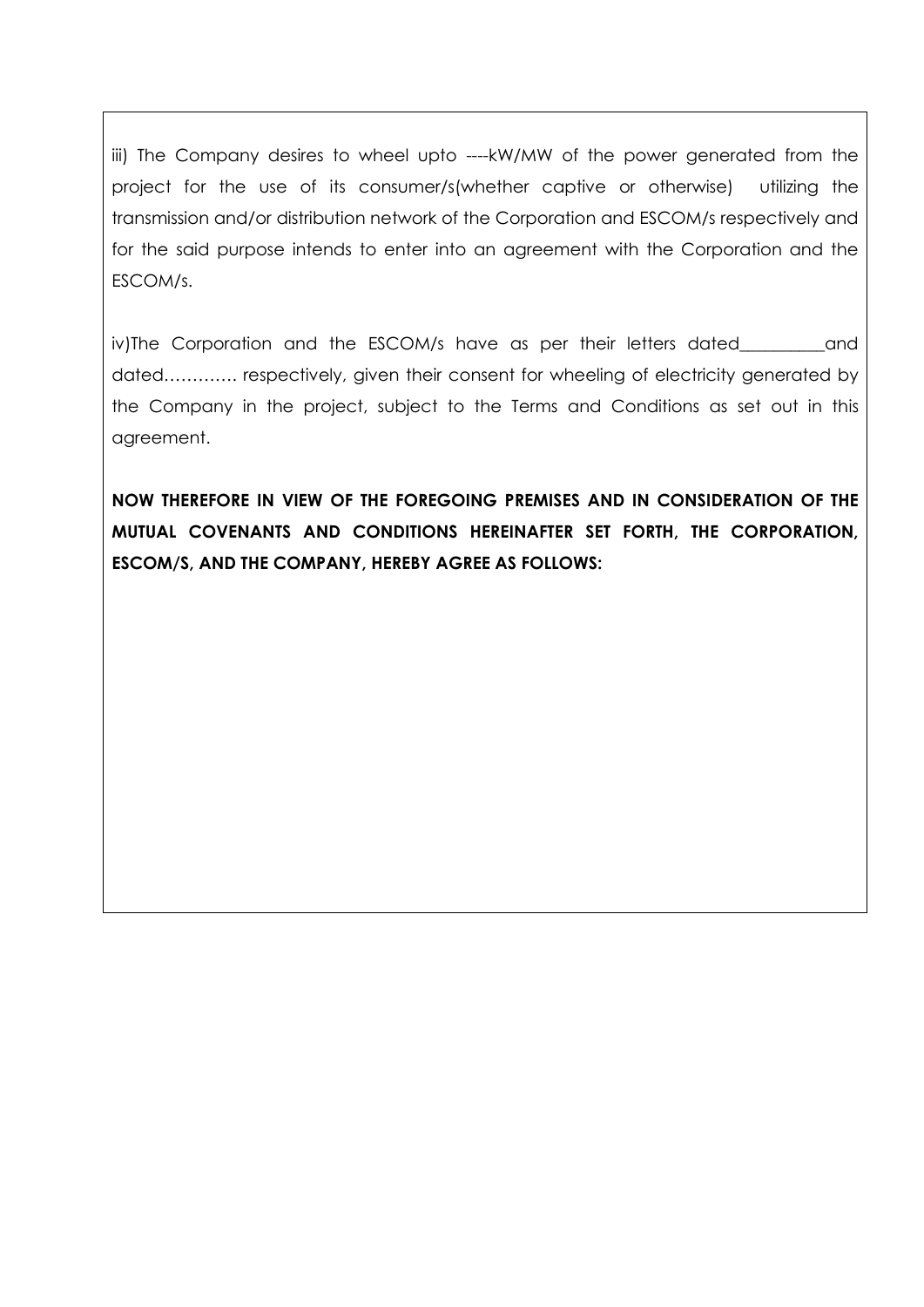iii) The Company desires to wheel upto ----kW/MW of the power generated from the project for the use of its consumer/s(whether captive or otherwise) utilizing the transmission and/or distribution network of the Corporation and ESCOM/s respectively and for the said purpose intends to enter into an agreement with the Corporation and the ESCOM/s.

iv)The Corporation and the ESCOM/s have as per their letters dated__________and dated…………. respectively, given their consent for wheeling of electricity generated by the Company in the project, subject to the Terms and Conditions as set out in this agreement.

**NOW THEREFORE IN VIEW OF THE FOREGOING PREMISES AND IN CONSIDERATION OF THE MUTUAL COVENANTS AND CONDITIONS HEREINAFTER SET FORTH, THE CORPORATION, ESCOM/S, AND THE COMPANY, HEREBY AGREE AS FOLLOWS:**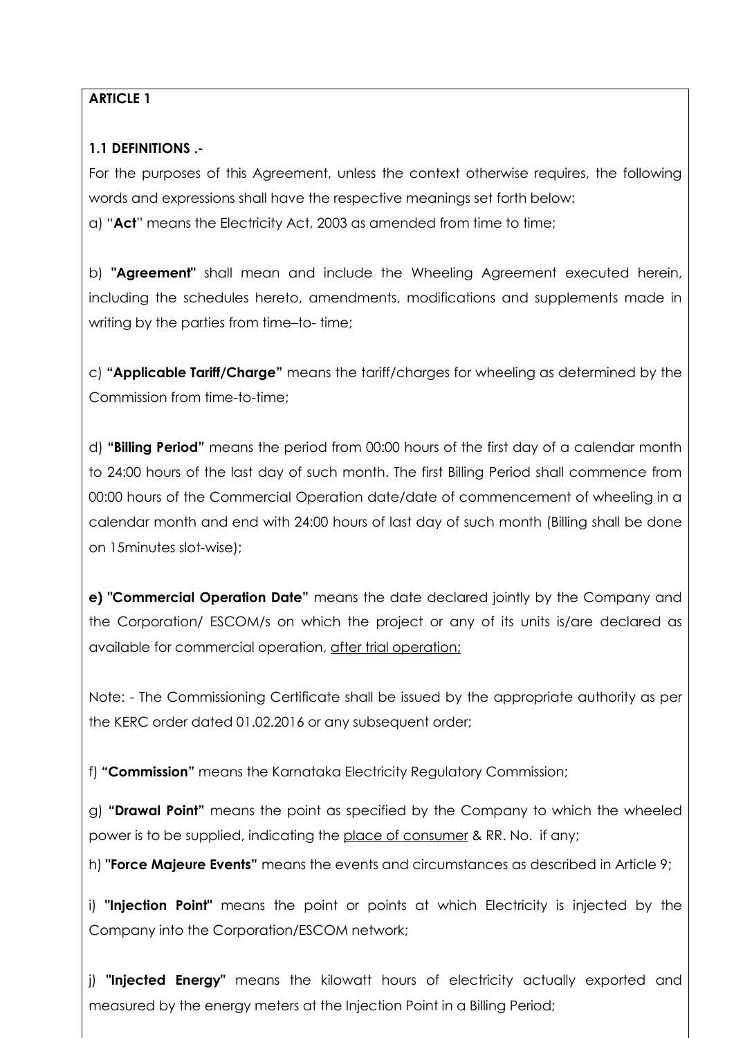**ARTICLE 1**

**1.1 DEFINITIONS .-**

For the purposes of this Agreement, unless the context otherwise requires, the following words and expressions shall have the respective meanings set forth below:

a) "**Act**" means the Electricity Act, 2003 as amended from time to time;

b) **"Agreement"** shall mean and include the Wheeling Agreement executed herein, including the schedules hereto, amendments, modifications and supplements made in writing by the parties from time–to- time;

c) **"Applicable Tariff/Charge"** means the tariff/charges for wheeling as determined by the Commission from time-to-time;

d) **"Billing Period"** means the period from 00:00 hours of the first day of a calendar month to 24:00 hours of the last day of such month. The first Billing Period shall commence from 00:00 hours of the Commercial Operation date/date of commencement of wheeling in a calendar month and end with 24:00 hours of last day of such month (Billing shall be done on 15minutes slot-wise);

**e) "Commercial Operation Date"** means the date declared jointly by the Company and the Corporation/ ESCOM/s on which the project or any of its units is/are declared as available for commercial operation, <u>after trial operation;</u>

Note: - The Commissioning Certificate shall be issued by the appropriate authority as per the KERC order dated 01.02.2016 or any subsequent order;

f) **"Commission"** means the Karnataka Electricity Regulatory Commission;

g) **"Drawal Point"** means the point as specified by the Company to which the wheeled power is to be supplied, indicating the <u>place of consumer</u> & RR. No. if any;

h) **"Force Majeure Events"** means the events and circumstances as described in Article 9;

i) **"Injection Point"** means the point or points at which Electricity is injected by the Company into the Corporation/ESCOM network;

j) **"Injected Energy"** means the kilowatt hours of electricity actually exported and measured by the energy meters at the Injection Point in a Billing Period;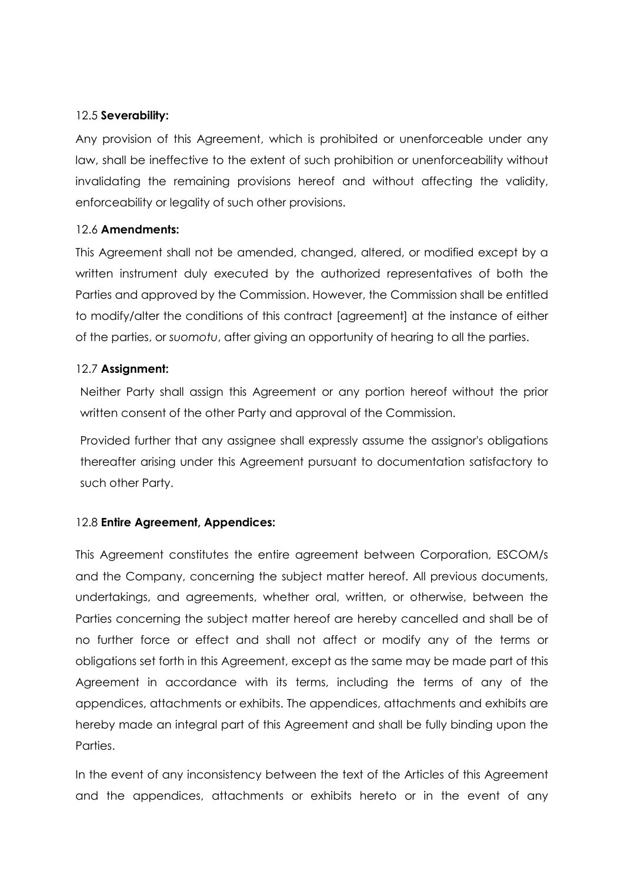12.5 **Severability:**

Any provision of this Agreement, which is prohibited or unenforceable under any law, shall be ineffective to the extent of such prohibition or unenforceability without invalidating the remaining provisions hereof and without affecting the validity, enforceability or legality of such other provisions.

12.6 **Amendments:**

This Agreement shall not be amended, changed, altered, or modified except by a written instrument duly executed by the authorized representatives of both the Parties and approved by the Commission. However, the Commission shall be entitled to modify/alter the conditions of this contract [agreement] at the instance of either of the parties, or *suomotu*, after giving an opportunity of hearing to all the parties.

12.7 **Assignment:**

Neither Party shall assign this Agreement or any portion hereof without the prior written consent of the other Party and approval of the Commission.

Provided further that any assignee shall expressly assume the assignor's obligations thereafter arising under this Agreement pursuant to documentation satisfactory to such other Party.

12.8 **Entire Agreement, Appendices:**

This Agreement constitutes the entire agreement between Corporation, ESCOM/s and the Company, concerning the subject matter hereof. All previous documents, undertakings, and agreements, whether oral, written, or otherwise, between the Parties concerning the subject matter hereof are hereby cancelled and shall be of no further force or effect and shall not affect or modify any of the terms or obligations set forth in this Agreement, except as the same may be made part of this Agreement in accordance with its terms, including the terms of any of the appendices, attachments or exhibits. The appendices, attachments and exhibits are hereby made an integral part of this Agreement and shall be fully binding upon the Parties.

In the event of any inconsistency between the text of the Articles of this Agreement and the appendices, attachments or exhibits hereto or in the event of any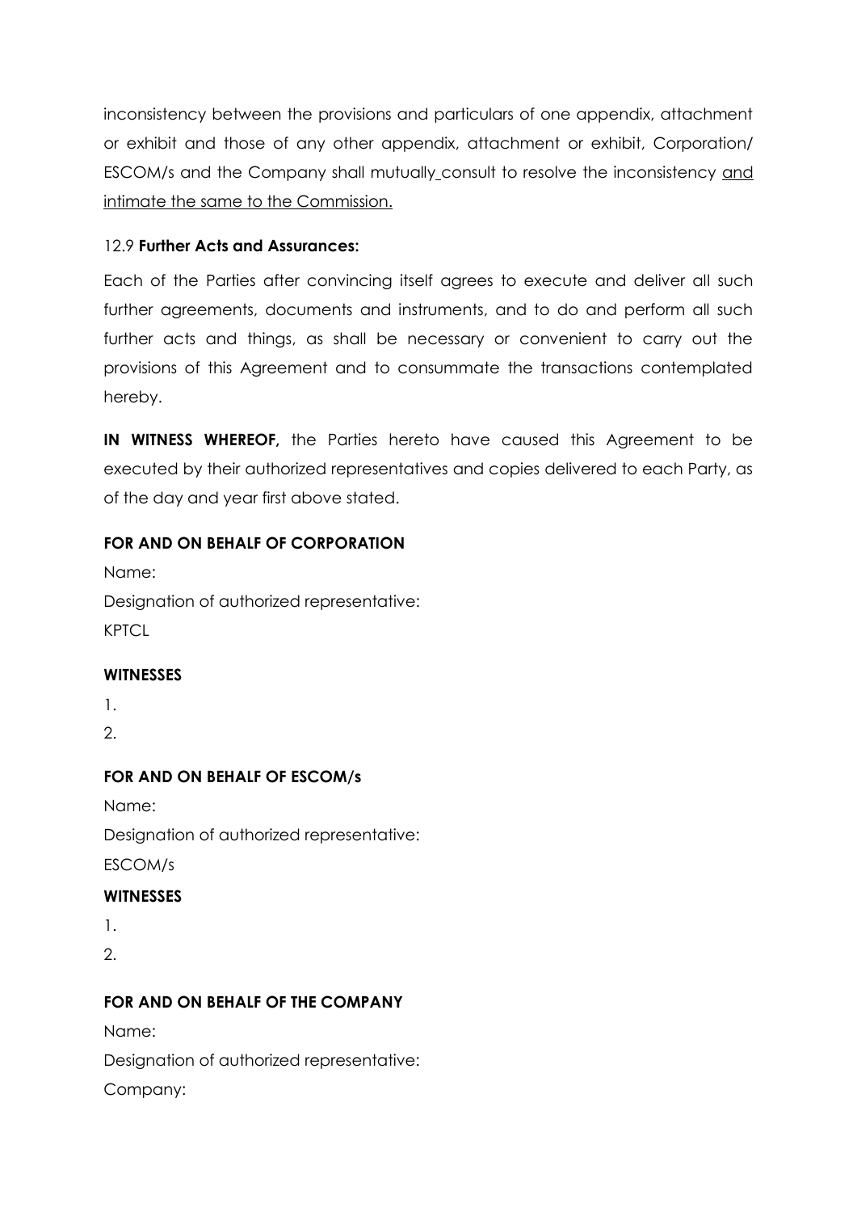inconsistency between the provisions and particulars of one appendix, attachment or exhibit and those of any other appendix, attachment or exhibit, Corporation/ ESCOM/s and the Company shall mutually consult to resolve the inconsistency <u>and intimate the same to the Commission.</u>

12.9 **Further Acts and Assurances:**

Each of the Parties after convincing itself agrees to execute and deliver all such further agreements, documents and instruments, and to do and perform all such further acts and things, as shall be necessary or convenient to carry out the provisions of this Agreement and to consummate the transactions contemplated hereby.

**IN WITNESS WHEREOF,** the Parties hereto have caused this Agreement to be executed by their authorized representatives and copies delivered to each Party, as of the day and year first above stated.

**FOR AND ON BEHALF OF CORPORATION**

Name:

Designation of authorized representative:

KPTCL

**WITNESSES**

1.

2.

**FOR AND ON BEHALF OF ESCOM/s**

Name:

Designation of authorized representative:

ESCOM/s

**WITNESSES**

1.

2.

**FOR AND ON BEHALF OF THE COMPANY**

Name:

Designation of authorized representative:

Company: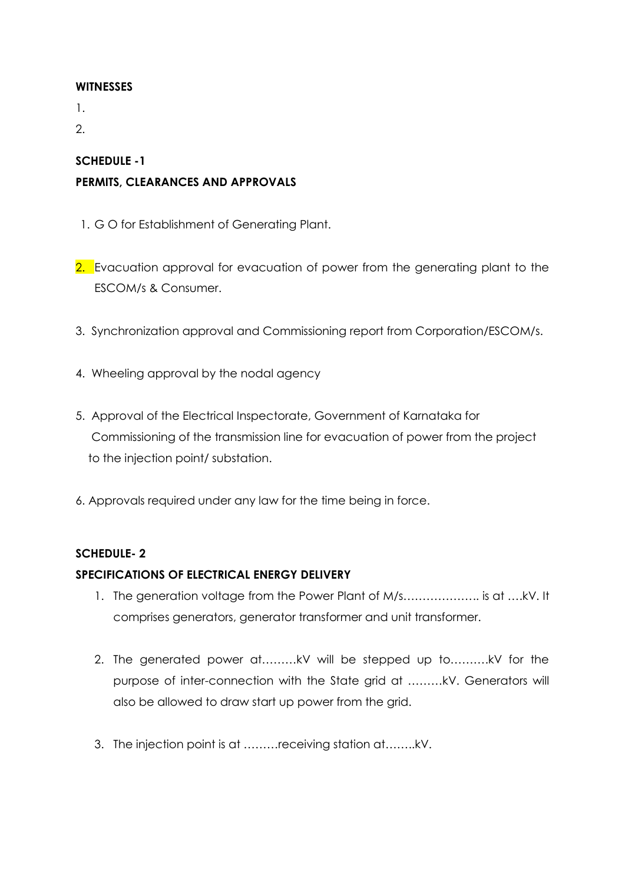**WITNESSES**

1.

2.

**SCHEDULE -1**

**PERMITS, CLEARANCES AND APPROVALS**

1. G O for Establishment of Generating Plant.
2. Evacuation approval for evacuation of power from the generating plant to the ESCOM/s & Consumer.
3. Synchronization approval and Commissioning report from Corporation/ESCOM/s.
4. Wheeling approval by the nodal agency
5. Approval of the Electrical Inspectorate, Government of Karnataka for Commissioning of the transmission line for evacuation of power from the project to the injection point/ substation.
6. Approvals required under any law for the time being in force.

**SCHEDULE- 2**

**SPECIFICATIONS OF ELECTRICAL ENERGY DELIVERY**

1. The generation voltage from the Power Plant of M/s……………….. is at ….kV. It comprises generators, generator transformer and unit transformer.
2. The generated power at………kV will be stepped up to……….kV for the purpose of inter-connection with the State grid at ………kV. Generators will also be allowed to draw start up power from the grid.
3. The injection point is at ………receiving station at……..kV.